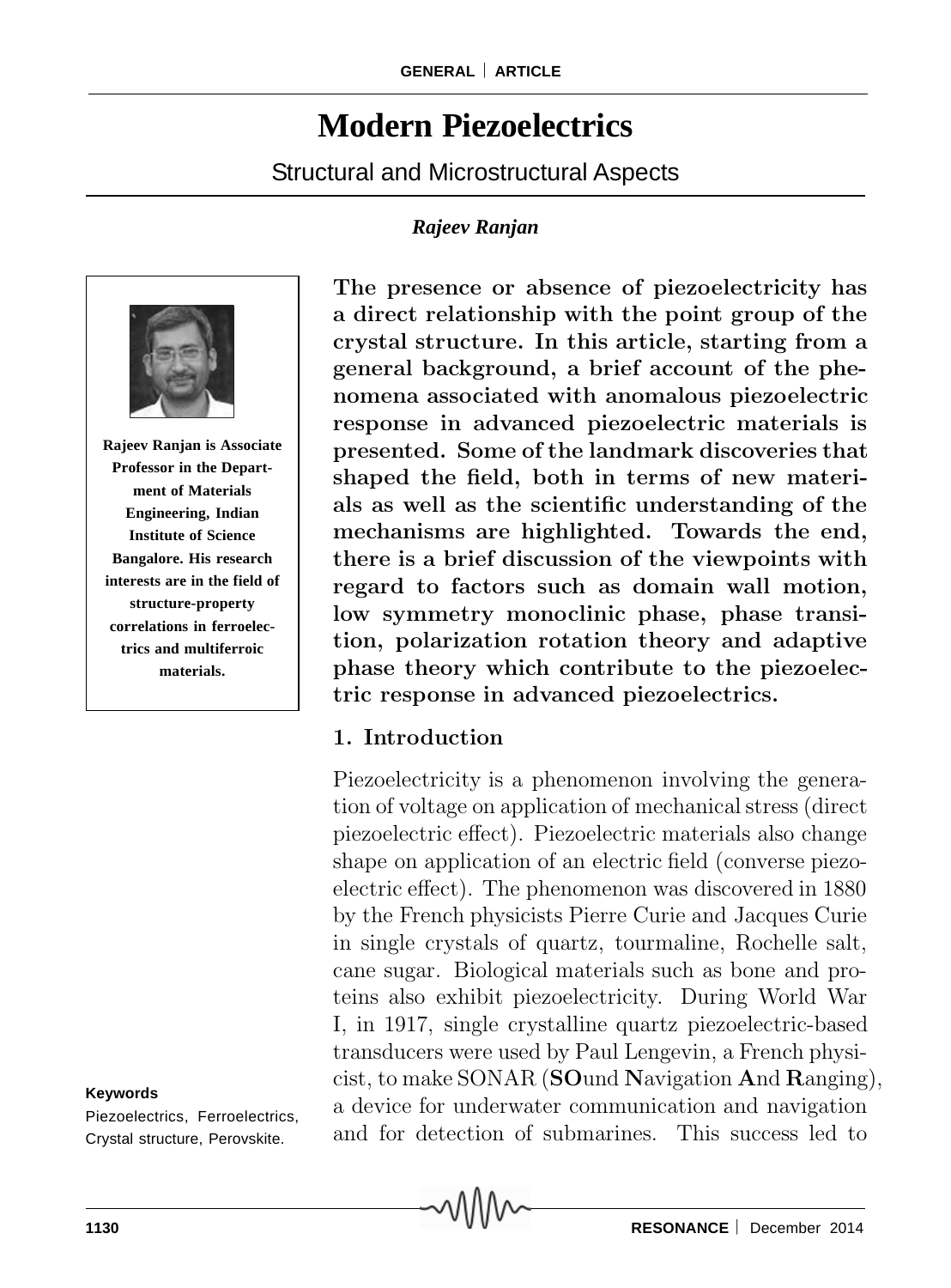# Modern Piezoelectrics

## Structural and Microstructural Aspects

***Rajeev Ranjan***

**Rajeev Ranjan is Associate Professor in the Department of Materials Engineering, Indian Institute of Science Bangalore. His research interests are in the field of structure-property correlations in ferroelectrics and multiferroic materials.**

**The presence or absence of piezoelectricity has a direct relationship with the point group of the crystal structure. In this article, starting from a general background, a brief account of the phenomena associated with anomalous piezoelectric response in advanced piezoelectric materials is presented. Some of the landmark discoveries that shaped the field, both in terms of new materials as well as the scientific understanding of the mechanisms are highlighted. Towards the end, there is a brief discussion of the viewpoints with regard to factors such as domain wall motion, low symmetry monoclinic phase, phase transition, polarization rotation theory and adaptive phase theory which contribute to the piezoelectric response in advanced piezoelectrics.**

### 1. Introduction

Piezoelectricity is a phenomenon involving the generation of voltage on application of mechanical stress (direct piezoelectric effect). Piezoelectric materials also change shape on application of an electric field (converse piezoelectric effect). The phenomenon was discovered in 1880 by the French physicists Pierre Curie and Jacques Curie in single crystals of quartz, tourmaline, Rochelle salt, cane sugar. Biological materials such as bone and proteins also exhibit piezoelectricity. During World War I, in 1917, single crystalline quartz piezoelectric-based transducers were used by Paul Lengevin, a French physicist, to make SONAR (**SO**und **N**avigation **A**nd **R**anging), a device for underwater communication and navigation and for detection of submarines. This success led to

**Keywords**

Piezoelectrics, Ferroelectrics, Crystal structure, Perovskite.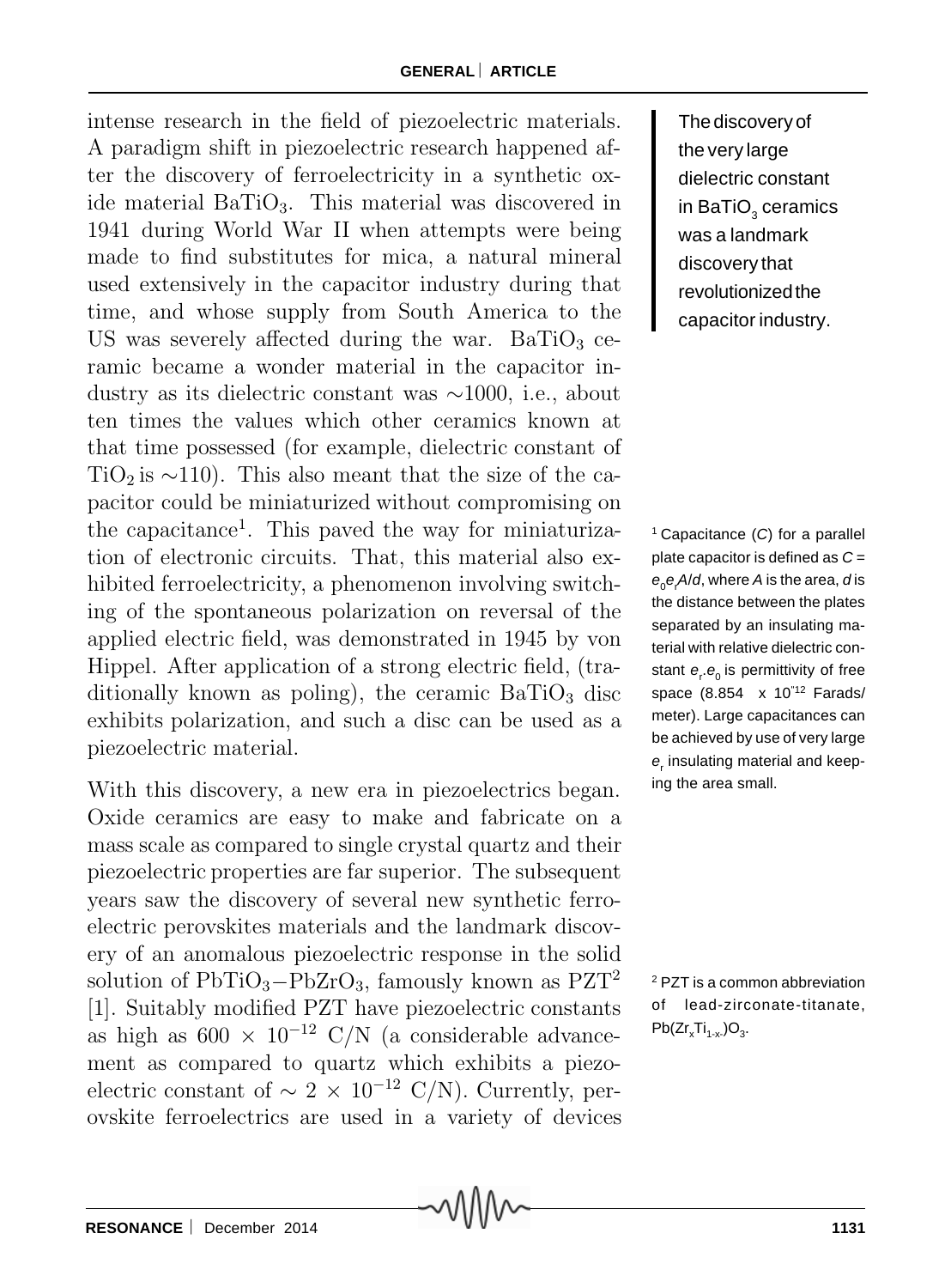intense research in the field of piezoelectric materials. A paradigm shift in piezoelectric research happened after the discovery of ferroelectricity in a synthetic oxide material $BaTiO_3$. This material was discovered in 1941 during World War II when attempts were being made to find substitutes for mica, a natural mineral used extensively in the capacitor industry during that time, and whose supply from South America to the US was severely affected during the war. $BaTiO_3$ ceramic became a wonder material in the capacitor industry as its dielectric constant was $\sim$1000, i.e., about ten times the values which other ceramics known at that time possessed (for example, dielectric constant of $TiO_2$ is $\sim$110). This also meant that the size of the capacitor could be miniaturized without compromising on the capacitance[1]. This paved the way for miniaturization of electronic circuits. That, this material also exhibited ferroelectricity, a phenomenon involving switching of the spontaneous polarization on reversal of the applied electric field, was demonstrated in 1945 by von Hippel. After application of a strong electric field, (traditionally known as poling), the ceramic $BaTiO_3$ disc exhibits polarization, and such a disc can be used as a piezoelectric material.

> The discovery of the very large dielectric constant in $BaTiO_3$ ceramics was a landmark discovery that revolutionized the capacitor industry.

[1] Capacitance ($C$) for a parallel plate capacitor is defined as $C = e_0 e_r A/d$, where $A$ is the area, $d$ is the distance between the plates separated by an insulating material with relative dielectric constant $e_r$. $e_0$ is permittivity of free space ($8.854 \times 10^{-12}$ Farads/meter). Large capacitances can be achieved by use of very large $e_r$ insulating material and keeping the area small.

With this discovery, a new era in piezoelectrics began. Oxide ceramics are easy to make and fabricate on a mass scale as compared to single crystal quartz and their piezoelectric properties are far superior. The subsequent years saw the discovery of several new synthetic ferroelectric perovskites materials and the landmark discovery of an anomalous piezoelectric response in the solid solution of $PbTiO_3-PbZrO_3$, famously known as PZT[2] [1]. Suitably modified PZT have piezoelectric constants as high as $600 \times 10^{-12}$ C/N (a considerable advancement as compared to quartz which exhibits a piezoelectric constant of $\sim 2 \times 10^{-12}$ C/N). Currently, perovskite ferroelectrics are used in a variety of devices

[2] PZT is a common abbreviation of lead-zirconate-titanate, $Pb(Zr_xTi_{1-x})O_3$.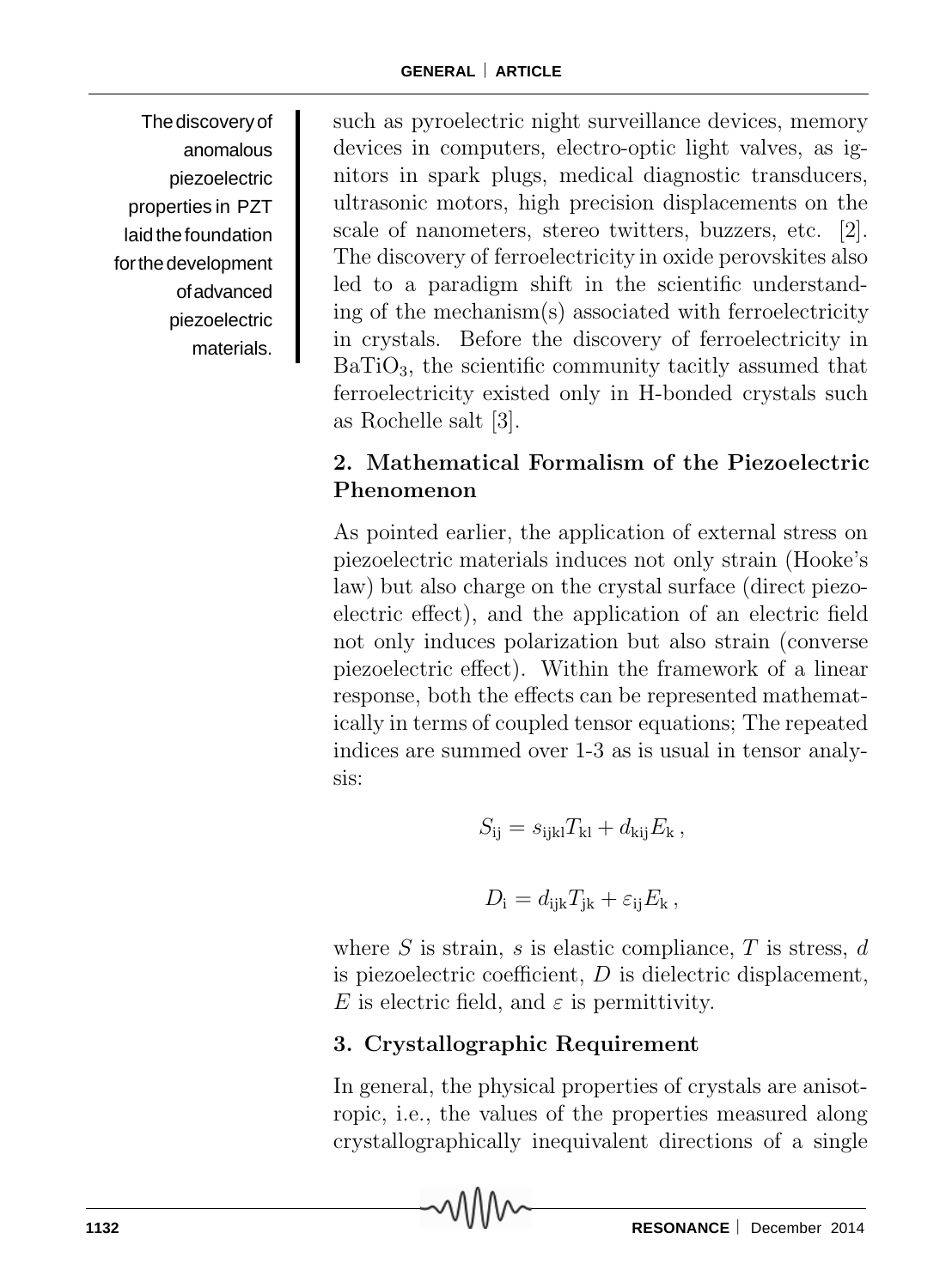The discovery of anomalous piezoelectric properties in PZT laid the foundation for the development of advanced piezoelectric materials.

such as pyroelectric night surveillance devices, memory devices in computers, electro-optic light valves, as ignitors in spark plugs, medical diagnostic transducers, ultrasonic motors, high precision displacements on the scale of nanometers, stereo twitters, buzzers, etc. [2]. The discovery of ferroelectricity in oxide perovskites also led to a paradigm shift in the scientific understanding of the mechanism(s) associated with ferroelectricity in crystals. Before the discovery of ferroelectricity in $BaTiO_3$, the scientific community tacitly assumed that ferroelectricity existed only in H-bonded crystals such as Rochelle salt [3].

## 2. Mathematical Formalism of the Piezoelectric Phenomenon

As pointed earlier, the application of external stress on piezoelectric materials induces not only strain (Hooke's law) but also charge on the crystal surface (direct piezoelectric effect), and the application of an electric field not only induces polarization but also strain (converse piezoelectric effect). Within the framework of a linear response, both the effects can be represented mathematically in terms of coupled tensor equations; The repeated indices are summed over 1-3 as is usual in tensor analysis:

$$S_{\mathrm{ij}} = s_{\mathrm{ijkl}} T_{\mathrm{kl}} + d_{\mathrm{kij}} E_{\mathrm{k}}\,,$$

$$D_{\mathrm{i}} = d_{\mathrm{ijk}} T_{\mathrm{jk}} + \varepsilon_{\mathrm{ij}} E_{\mathrm{k}}\,,$$

where $S$ is strain, $s$ is elastic compliance, $T$ is stress, $d$ is piezoelectric coefficient, $D$ is dielectric displacement, $E$ is electric field, and $\varepsilon$ is permittivity.

## 3. Crystallographic Requirement

In general, the physical properties of crystals are anisotropic, i.e., the values of the properties measured along crystallographically inequivalent directions of a single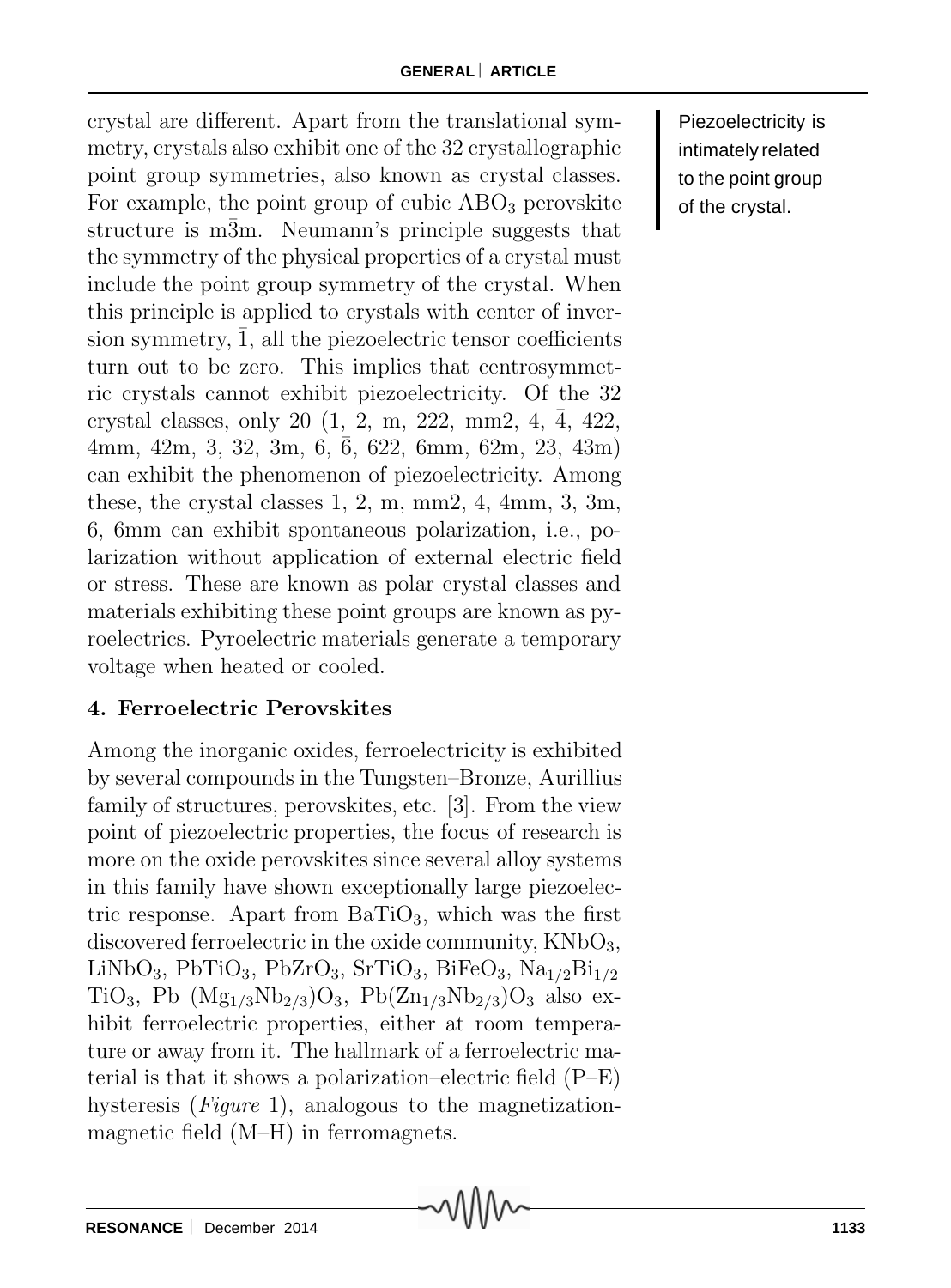crystal are different. Apart from the translational symmetry, crystals also exhibit one of the 32 crystallographic point group symmetries, also known as crystal classes. For example, the point group of cubic $ABO_3$ perovskite structure is m$\bar{3}$m. Neumann's principle suggests that the symmetry of the physical properties of a crystal must include the point group symmetry of the crystal. When this principle is applied to crystals with center of inversion symmetry, $\bar{1}$, all the piezoelectric tensor coefficients turn out to be zero. This implies that centrosymmetric crystals cannot exhibit piezoelectricity. Of the 32 crystal classes, only 20 (1, 2, m, 222, mm2, 4, $\bar{4}$, 422, 4mm, 42m, 3, 32, 3m, 6, $\bar{6}$, 622, 6mm, 62m, 23, 43m) can exhibit the phenomenon of piezoelectricity. Among these, the crystal classes 1, 2, m, mm2, 4, 4mm, 3, 3m, 6, 6mm can exhibit spontaneous polarization, i.e., polarization without application of external electric field or stress. These are known as polar crystal classes and materials exhibiting these point groups are known as pyroelectrics. Pyroelectric materials generate a temporary voltage when heated or cooled.

Piezoelectricity is intimately related to the point group of the crystal.

## 4. Ferroelectric Perovskites

Among the inorganic oxides, ferroelectricity is exhibited by several compounds in the Tungsten–Bronze, Aurillius family of structures, perovskites, etc. [3]. From the view point of piezoelectric properties, the focus of research is more on the oxide perovskites since several alloy systems in this family have shown exceptionally large piezoelectric response. Apart from $BaTiO_3$, which was the first discovered ferroelectric in the oxide community, $KNbO_3$, $LiNbO_3$, $PbTiO_3$, $PbZrO_3$, $SrTiO_3$, $BiFeO_3$, $Na_{1/2}Bi_{1/2}TiO_3$, $Pb(Mg_{1/3}Nb_{2/3})O_3$, $Pb(Zn_{1/3}Nb_{2/3})O_3$ also exhibit ferroelectric properties, either at room temperature or away from it. The hallmark of a ferroelectric material is that it shows a polarization–electric field (P–E) hysteresis (*Figure* 1), analogous to the magnetization-magnetic field (M–H) in ferromagnets.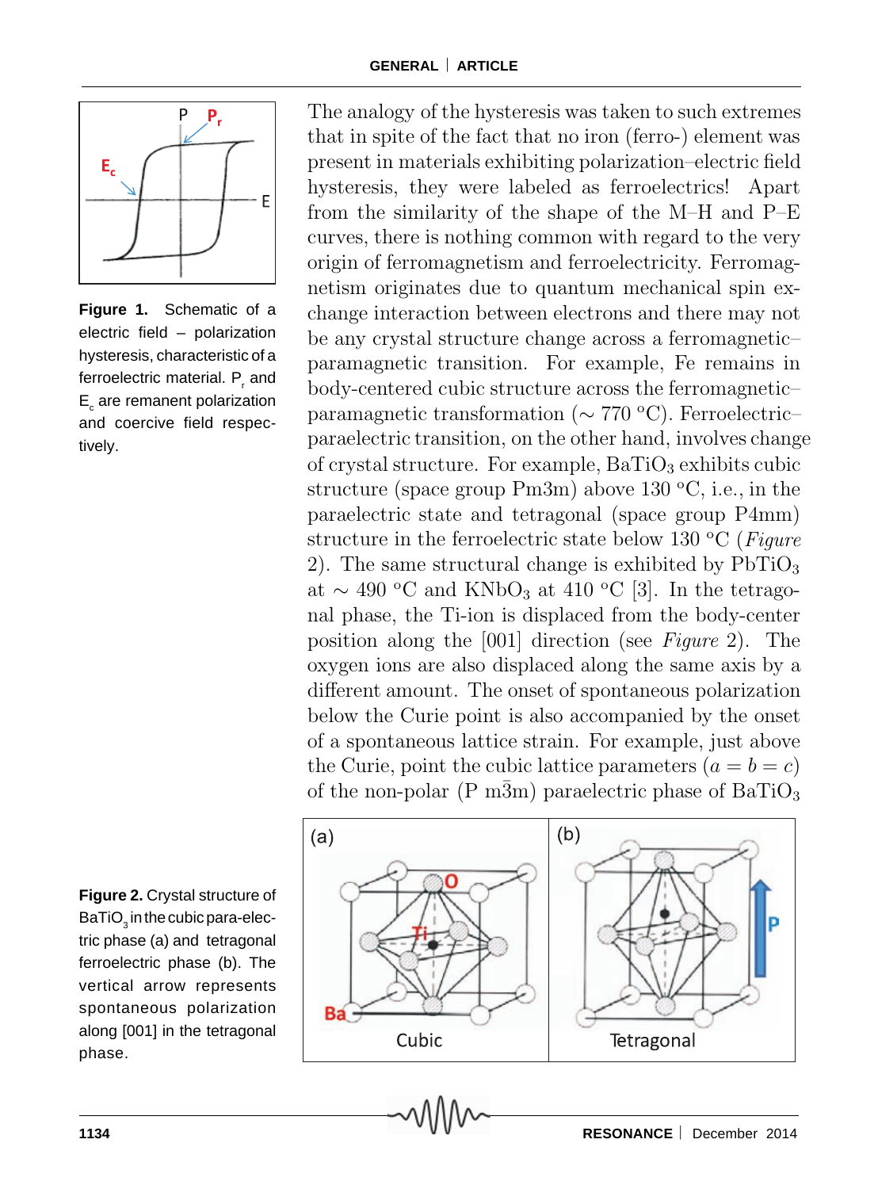The analogy of the hysteresis was taken to such extremes that in spite of the fact that no iron (ferro-) element was present in materials exhibiting polarization–electric field hysteresis, they were labeled as ferroelectrics! Apart from the similarity of the shape of the M–H and P–E curves, there is nothing common with regard to the very origin of ferromagnetism and ferroelectricity. Ferromagnetism originates due to quantum mechanical spin exchange interaction between electrons and there may not be any crystal structure change across a ferromagnetic–paramagnetic transition. For example, Fe remains in body-centered cubic structure across the ferromagnetic–paramagnetic transformation ($\sim$ 770 °C). Ferroelectric–paraelectric transition, on the other hand, involves change of crystal structure. For example, $BaTiO_3$ exhibits cubic structure (space group Pm3m) above 130 °C, i.e., in the paraelectric state and tetragonal (space group P4mm) structure in the ferroelectric state below 130 °C (*Figure* 2). The same structural change is exhibited by $PbTiO_3$ at $\sim$ 490 °C and $KNbO_3$ at 410 °C [3]. In the tetragonal phase, the Ti-ion is displaced from the body-center position along the [001] direction (see *Figure* 2). The oxygen ions are also displaced along the same axis by a different amount. The onset of spontaneous polarization below the Curie point is also accompanied by the onset of a spontaneous lattice strain. For example, just above the Curie, point the cubic lattice parameters ($a = b = c$) of the non-polar (P m$\bar{3}$m) paraelectric phase of $BaTiO_3$

**Figure 1.** Schematic of a electric field – polarization hysteresis, characteristic of a ferroelectric material. $P_r$ and $E_c$ are remanent polarization and coercive field respectively.

**Figure 2.** Crystal structure of $BaTiO_3$ in the cubic paraelectric phase (a) and tetragonal ferroelectric phase (b). The vertical arrow represents spontaneous polarization along [001] in the tetragonal phase.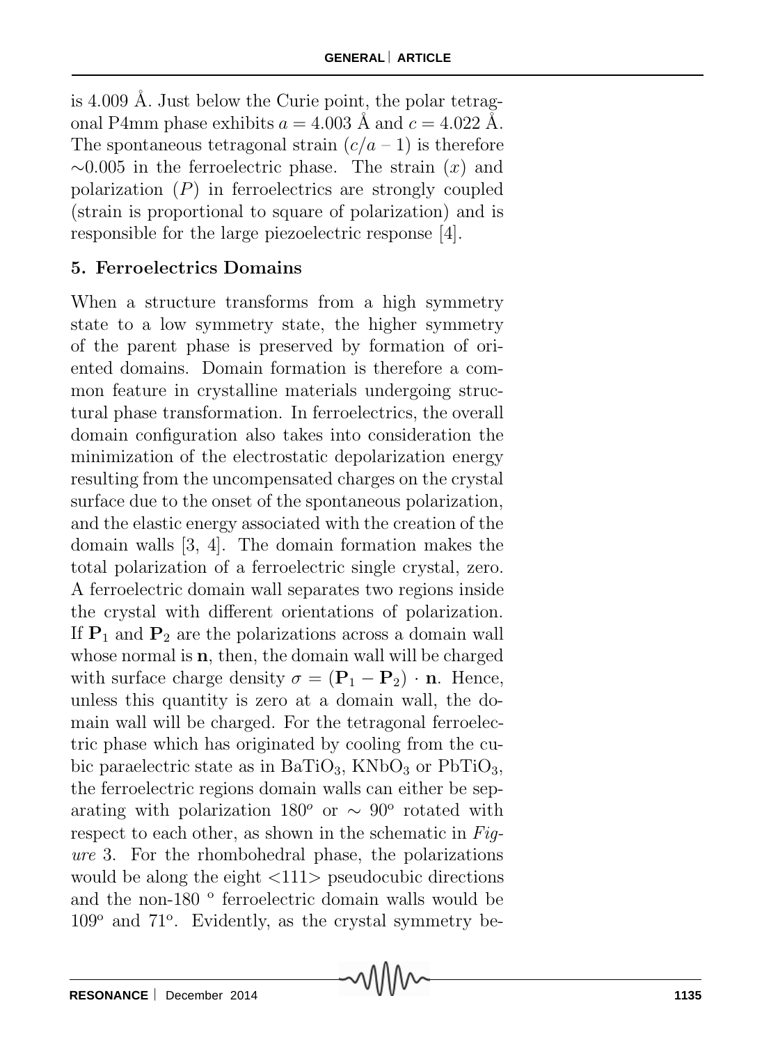is 4.009 Å. Just below the Curie point, the polar tetragonal P4mm phase exhibits $a = 4.003$ Å and $c = 4.022$ Å. The spontaneous tetragonal strain $(c/a - 1)$ is therefore $\sim$0.005 in the ferroelectric phase. The strain $(x)$ and polarization $(P)$ in ferroelectrics are strongly coupled (strain is proportional to square of polarization) and is responsible for the large piezoelectric response [4].

## 5. Ferroelectrics Domains

When a structure transforms from a high symmetry state to a low symmetry state, the higher symmetry of the parent phase is preserved by formation of oriented domains. Domain formation is therefore a common feature in crystalline materials undergoing structural phase transformation. In ferroelectrics, the overall domain configuration also takes into consideration the minimization of the electrostatic depolarization energy resulting from the uncompensated charges on the crystal surface due to the onset of the spontaneous polarization, and the elastic energy associated with the creation of the domain walls [3, 4]. The domain formation makes the total polarization of a ferroelectric single crystal, zero. A ferroelectric domain wall separates two regions inside the crystal with different orientations of polarization. If $\mathbf{P}_1$ and $\mathbf{P}_2$ are the polarizations across a domain wall whose normal is $\mathbf{n}$, then, the domain wall will be charged with surface charge density $\sigma = (\mathbf{P}_1 - \mathbf{P}_2) \cdot \mathbf{n}$. Hence, unless this quantity is zero at a domain wall, the domain wall will be charged. For the tetragonal ferroelectric phase which has originated by cooling from the cubic paraelectric state as in $BaTiO_3$, $KNbO_3$ or $PbTiO_3$, the ferroelectric regions domain walls can either be separating with polarization $180^o$ or $\sim 90^o$ rotated with respect to each other, as shown in the schematic in *Figure* 3. For the rhombohedral phase, the polarizations would be along the eight <111> pseudocubic directions and the non-180 $^o$ ferroelectric domain walls would be $109^o$ and $71^o$. Evidently, as the crystal symmetry be-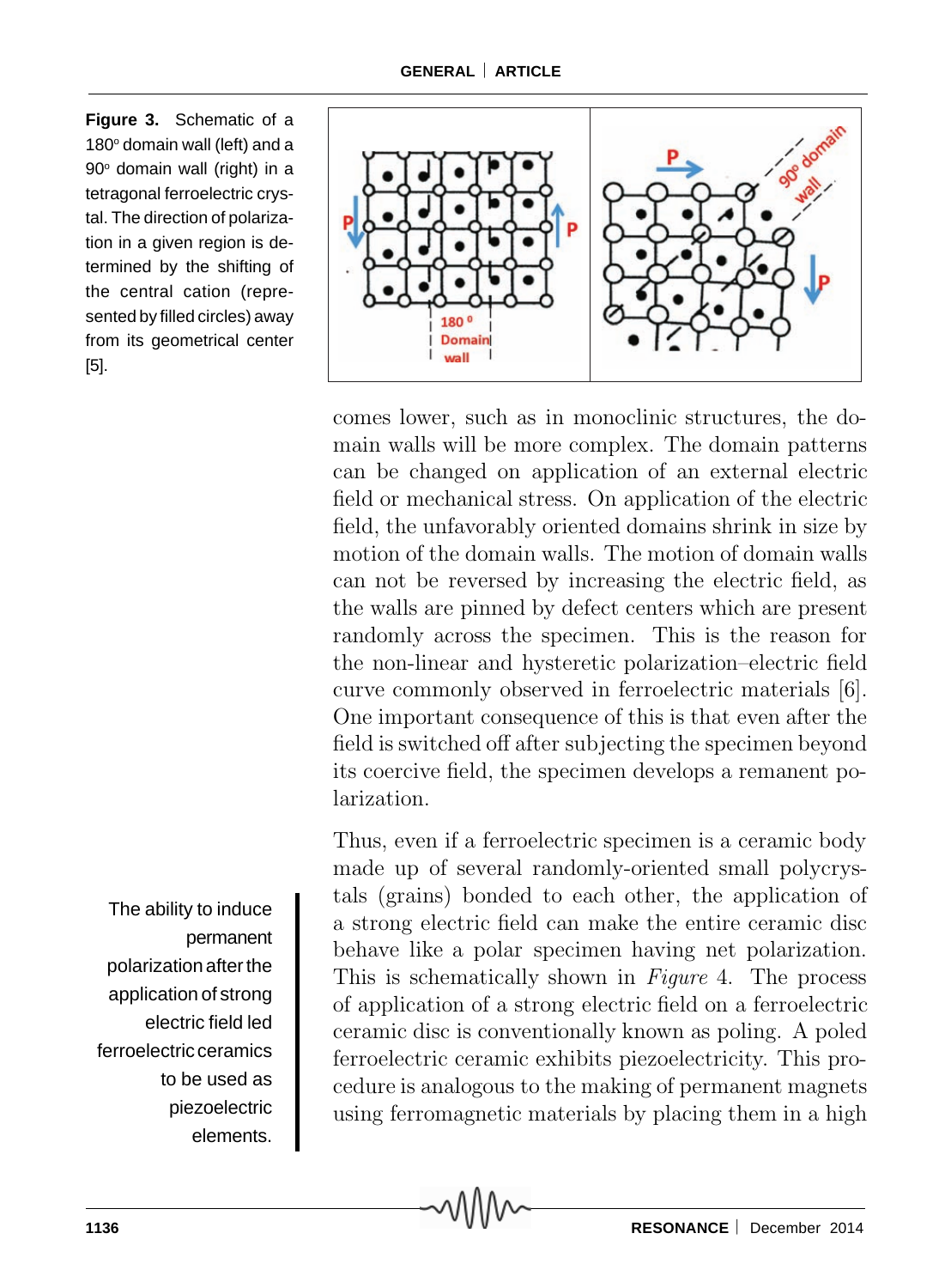**Figure 3.** Schematic of a 180° domain wall (left) and a 90° domain wall (right) in a tetragonal ferroelectric crystal. The direction of polarization in a given region is determined by the shifting of the central cation (represented by filled circles) away from its geometrical center [5].

comes lower, such as in monoclinic structures, the domain walls will be more complex. The domain patterns can be changed on application of an external electric field or mechanical stress. On application of the electric field, the unfavorably oriented domains shrink in size by motion of the domain walls. The motion of domain walls can not be reversed by increasing the electric field, as the walls are pinned by defect centers which are present randomly across the specimen. This is the reason for the non-linear and hysteretic polarization–electric field curve commonly observed in ferroelectric materials [6]. One important consequence of this is that even after the field is switched off after subjecting the specimen beyond its coercive field, the specimen develops a remanent polarization.

Thus, even if a ferroelectric specimen is a ceramic body made up of several randomly-oriented small polycrystals (grains) bonded to each other, the application of a strong electric field can make the entire ceramic disc behave like a polar specimen having net polarization. This is schematically shown in *Figure* 4. The process of application of a strong electric field on a ferroelectric ceramic disc is conventionally known as poling. A poled ferroelectric ceramic exhibits piezoelectricity. This procedure is analogous to the making of permanent magnets using ferromagnetic materials by placing them in a high

The ability to induce permanent polarization after the application of strong electric field led ferroelectric ceramics to be used as piezoelectric elements.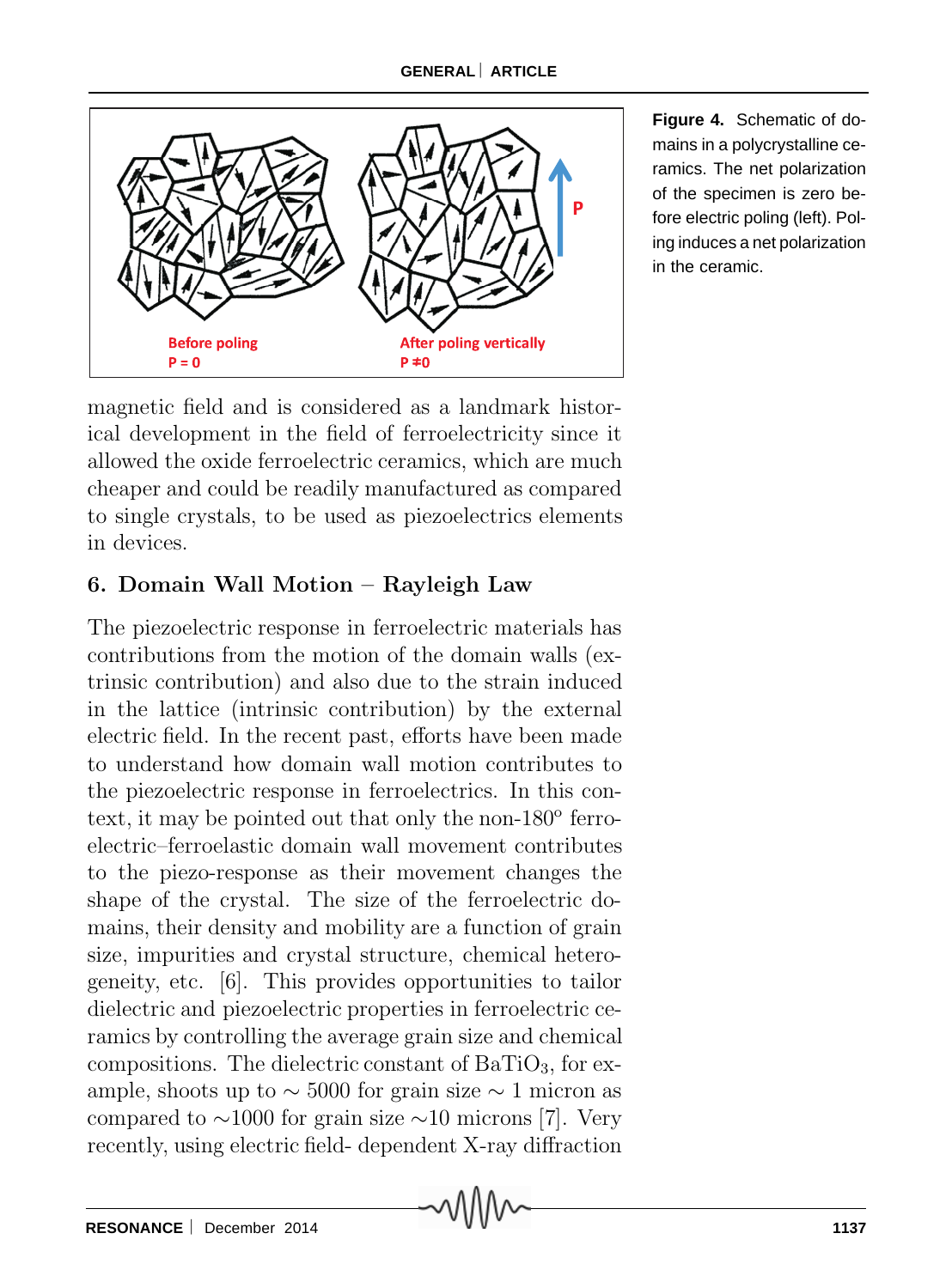Figure 4. Schematic of domains in a polycrystalline ceramics. The net polarization of the specimen is zero before electric poling (left). Poling induces a net polarization in the ceramic.

magnetic field and is considered as a landmark historical development in the field of ferroelectricity since it allowed the oxide ferroelectric ceramics, which are much cheaper and could be readily manufactured as compared to single crystals, to be used as piezoelectrics elements in devices.

## 6. Domain Wall Motion – Rayleigh Law

The piezoelectric response in ferroelectric materials has contributions from the motion of the domain walls (extrinsic contribution) and also due to the strain induced in the lattice (intrinsic contribution) by the external electric field. In the recent past, efforts have been made to understand how domain wall motion contributes to the piezoelectric response in ferroelectrics. In this context, it may be pointed out that only the non-180$^{o}$ ferroelectric–ferroelastic domain wall movement contributes to the piezo-response as their movement changes the shape of the crystal. The size of the ferroelectric domains, their density and mobility are a function of grain size, impurities and crystal structure, chemical heterogeneity, etc. [6]. This provides opportunities to tailor dielectric and piezoelectric properties in ferroelectric ceramics by controlling the average grain size and chemical compositions. The dielectric constant of $BaTiO_3$, for example, shoots up to $\sim$ 5000 for grain size $\sim$ 1 micron as compared to $\sim$1000 for grain size $\sim$10 microns [7]. Very recently, using electric field- dependent X-ray diffraction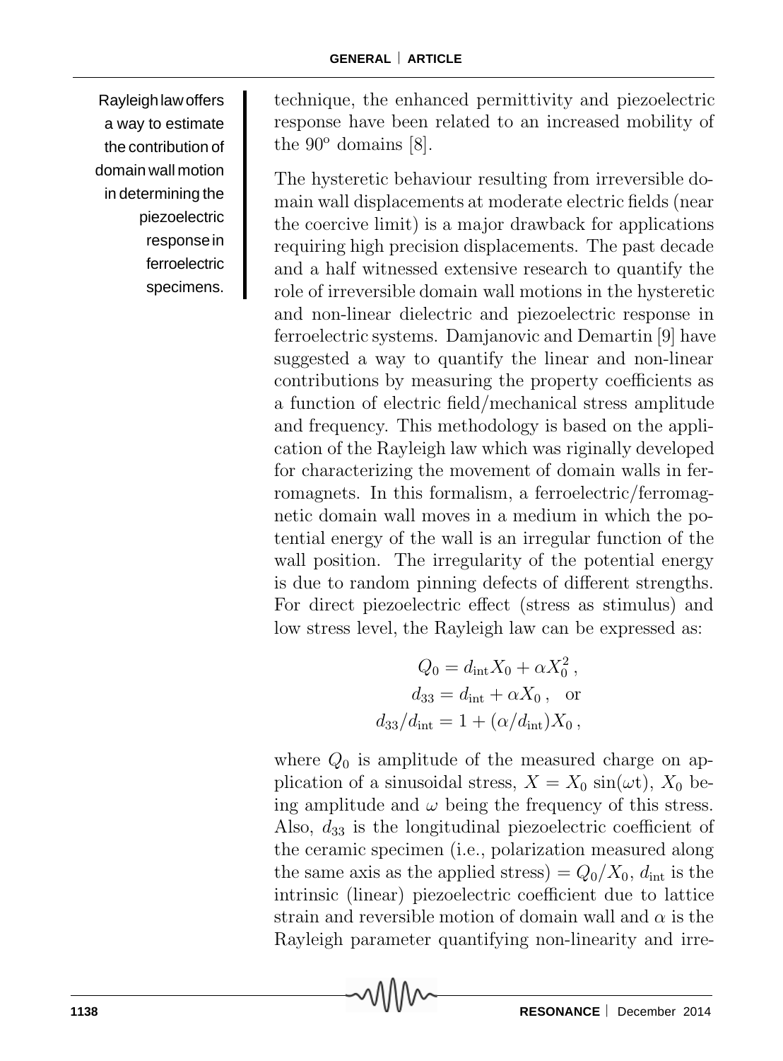Rayleigh law offers a way to estimate the contribution of domain wall motion in determining the piezoelectric response in ferroelectric specimens.

technique, the enhanced permittivity and piezoelectric response have been related to an increased mobility of the 90° domains [8].

The hysteretic behaviour resulting from irreversible domain wall displacements at moderate electric fields (near the coercive limit) is a major drawback for applications requiring high precision displacements. The past decade and a half witnessed extensive research to quantify the role of irreversible domain wall motions in the hysteretic and non-linear dielectric and piezoelectric response in ferroelectric systems. Damjanovic and Demartin [9] have suggested a way to quantify the linear and non-linear contributions by measuring the property coefficients as a function of electric field/mechanical stress amplitude and frequency. This methodology is based on the application of the Rayleigh law which was riginally developed for characterizing the movement of domain walls in ferromagnets. In this formalism, a ferroelectric/ferromagnetic domain wall moves in a medium in which the potential energy of the wall is an irregular function of the wall position. The irregularity of the potential energy is due to random pinning defects of different strengths. For direct piezoelectric effect (stress as stimulus) and low stress level, the Rayleigh law can be expressed as:

$$
\begin{aligned}
Q_0 &= d_{\text{int}} X_0 + \alpha X_0^2 \,, \\
d_{33} &= d_{\text{int}} + \alpha X_0 \,, \quad \text{or} \\
d_{33}/d_{\text{int}} &= 1 + (\alpha/d_{\text{int}}) X_0 \,,
\end{aligned}
$$

where $Q_0$ is amplitude of the measured charge on application of a sinusoidal stress, $X = X_0 \sin(\omega t)$, $X_0$ being amplitude and $\omega$ being the frequency of this stress. Also, $d_{33}$ is the longitudinal piezoelectric coefficient of the ceramic specimen (i.e., polarization measured along the same axis as the applied stress) $= Q_0/X_0$, $d_{\text{int}}$ is the intrinsic (linear) piezoelectric coefficient due to lattice strain and reversible motion of domain wall and $\alpha$ is the Rayleigh parameter quantifying non-linearity and irre-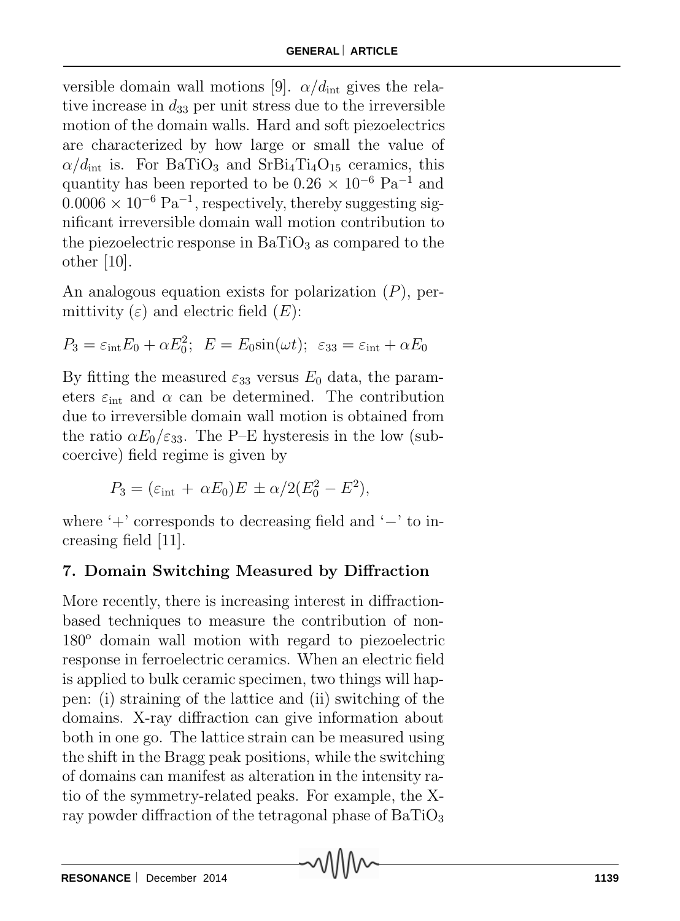versible domain wall motions [9]. $\alpha/d_{\text{int}}$ gives the relative increase in $d_{33}$ per unit stress due to the irreversible motion of the domain walls. Hard and soft piezoelectrics are characterized by how large or small the value of $\alpha/d_{\text{int}}$ is. For $BaTiO_3$ and $SrBi_4Ti_4O_{15}$ ceramics, this quantity has been reported to be $0.26 \times 10^{-6}$ $\text{Pa}^{-1}$ and $0.0006 \times 10^{-6}$ $\text{Pa}^{-1}$, respectively, thereby suggesting significant irreversible domain wall motion contribution to the piezoelectric response in $BaTiO_3$ as compared to the other [10].

An analogous equation exists for polarization ($P$), permittivity ($\varepsilon$) and electric field ($E$):

$$P_3 = \varepsilon_{\text{int}} E_0 + \alpha E_0^2; \;\; E = E_0 \sin(\omega t); \;\; \varepsilon_{33} = \varepsilon_{\text{int}} + \alpha E_0$$

By fitting the measured $\varepsilon_{33}$ versus $E_0$ data, the parameters $\varepsilon_{\text{int}}$ and $\alpha$ can be determined. The contribution due to irreversible domain wall motion is obtained from the ratio $\alpha E_0/\varepsilon_{33}$. The P–E hysteresis in the low (subcoercive) field regime is given by

$$P_3 = (\varepsilon_{\text{int}} + \alpha E_0)E \pm \alpha/2(E_0^2 - E^2),$$

where '+' corresponds to decreasing field and '−' to increasing field [11].

## 7. Domain Switching Measured by Diffraction

More recently, there is increasing interest in diffraction-based techniques to measure the contribution of non-$180^{\text{o}}$ domain wall motion with regard to piezoelectric response in ferroelectric ceramics. When an electric field is applied to bulk ceramic specimen, two things will happen: (i) straining of the lattice and (ii) switching of the domains. X-ray diffraction can give information about both in one go. The lattice strain can be measured using the shift in the Bragg peak positions, while the switching of domains can manifest as alteration in the intensity ratio of the symmetry-related peaks. For example, the X-ray powder diffraction of the tetragonal phase of $BaTiO_3$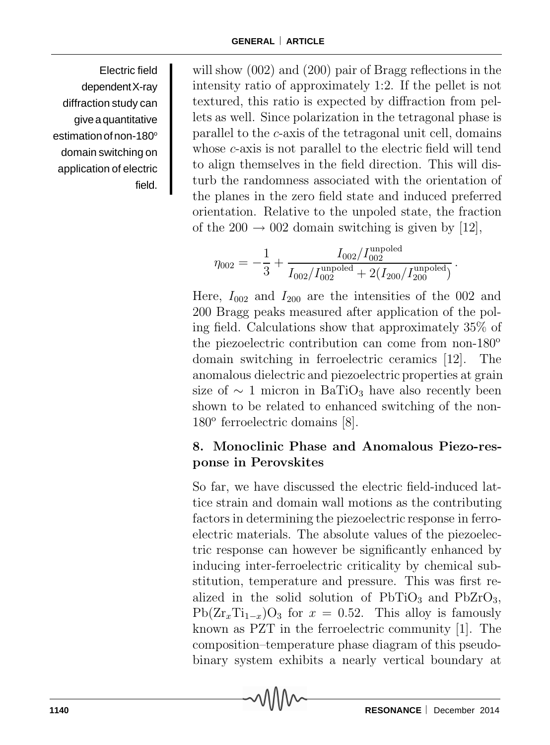Electric field dependent X-ray diffraction study can give a quantitative estimation of non-180° domain switching on application of electric field.

will show (002) and (200) pair of Bragg reflections in the intensity ratio of approximately 1:2. If the pellet is not textured, this ratio is expected by diffraction from pellets as well. Since polarization in the tetragonal phase is parallel to the $c$-axis of the tetragonal unit cell, domains whose $c$-axis is not parallel to the electric field will tend to align themselves in the field direction. This will disturb the randomness associated with the orientation of the planes in the zero field state and induced preferred orientation. Relative to the unpoled state, the fraction of the $200 \rightarrow 002$ domain switching is given by [12],

$$\eta_{002} = -\frac{1}{3} + \frac{I_{002}/I_{002}^{\text{unpoled}}}{I_{002}/I_{002}^{\text{unpoled}} + 2(I_{200}/I_{200}^{\text{unpoled}})} .$$

Here, $I_{002}$ and $I_{200}$ are the intensities of the 002 and 200 Bragg peaks measured after application of the poling field. Calculations show that approximately 35% of the piezoelectric contribution can come from non-180° domain switching in ferroelectric ceramics [12]. The anomalous dielectric and piezoelectric properties at grain size of $\sim 1$ micron in $BaTiO_3$ have also recently been shown to be related to enhanced switching of the non-180° ferroelectric domains [8].

## 8. Monoclinic Phase and Anomalous Piezo-response in Perovskites

So far, we have discussed the electric field-induced lattice strain and domain wall motions as the contributing factors in determining the piezoelectric response in ferroelectric materials. The absolute values of the piezoelectric response can however be significantly enhanced by inducing inter-ferroelectric criticality by chemical substitution, temperature and pressure. This was first realized in the solid solution of $PbTiO_3$ and $PbZrO_3$, $Pb(Zr_xTi_{1-x})O_3$ for $x = 0.52$. This alloy is famously known as PZT in the ferroelectric community [1]. The composition–temperature phase diagram of this pseudobinary system exhibits a nearly vertical boundary at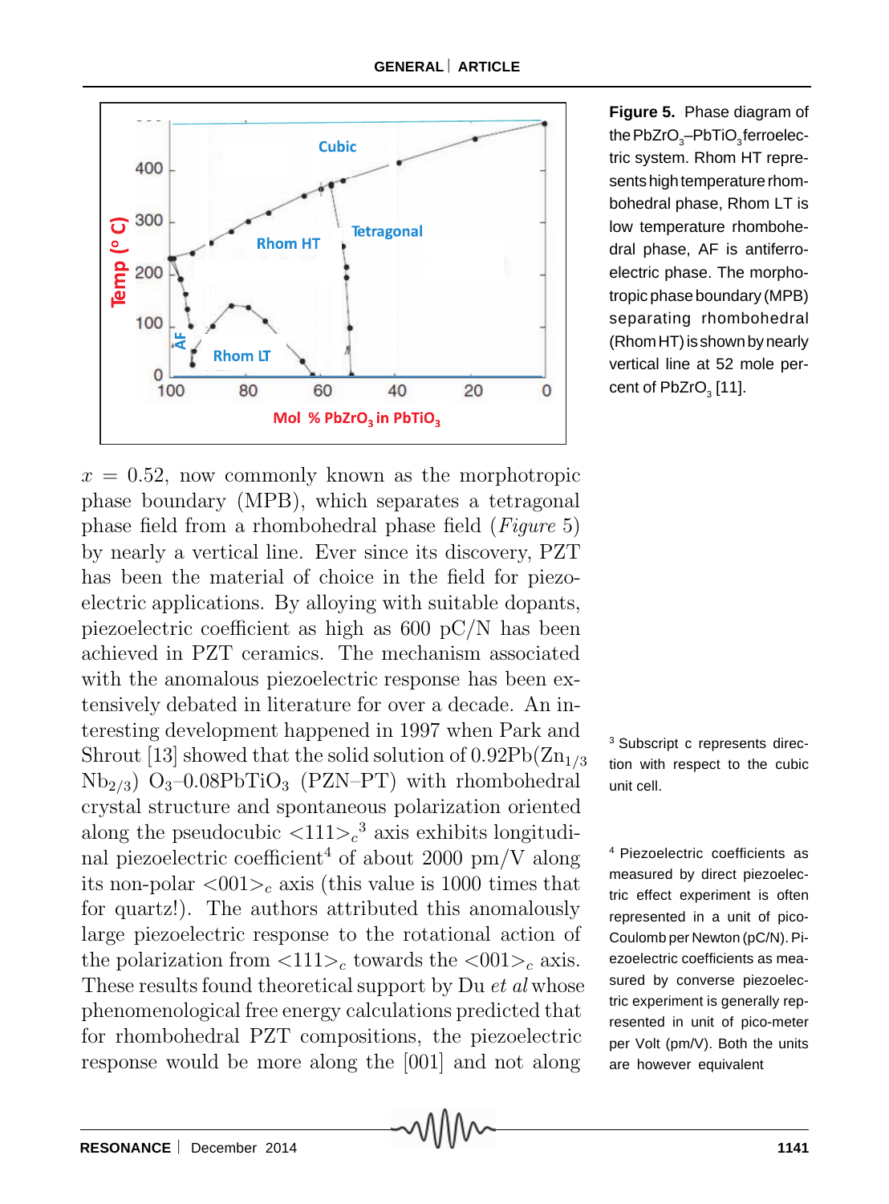**Figure 5.** Phase diagram of the $PbZrO_3$–$PbTiO_3$ ferroelectric system. Rhom HT represents high temperature rhombohedral phase, Rhom LT is low temperature rhombohedral phase, AF is antiferroelectric phase. The morphotropic phase boundary (MPB) separating rhombohedral (Rhom HT) is shown by nearly vertical line at 52 mole percent of $PbZrO_3$ [11].

$x = 0.52$, now commonly known as the morphotropic phase boundary (MPB), which separates a tetragonal phase field from a rhombohedral phase field (*Figure* 5) by nearly a vertical line. Ever since its discovery, PZT has been the material of choice in the field for piezoelectric applications. By alloying with suitable dopants, piezoelectric coefficient as high as 600 pC/N has been achieved in PZT ceramics. The mechanism associated with the anomalous piezoelectric response has been extensively debated in literature for over a decade. An interesting development happened in 1997 when Park and Shrout [13] showed that the solid solution of $0.92Pb(Zn_{1/3}Nb_{2/3})O_3$–$0.08PbTiO_3$ (PZN–PT) with rhombohedral crystal structure and spontaneous polarization oriented along the pseudocubic $<111>_c$[3] axis exhibits longitudinal piezoelectric coefficient[4] of about 2000 pm/V along its non-polar $<001>_c$ axis (this value is 1000 times that for quartz!). The authors attributed this anomalously large piezoelectric response to the rotational action of the polarization from $<111>_c$ towards the $<001>_c$ axis. These results found theoretical support by Du *et al* whose phenomenological free energy calculations predicted that for rhombohedral PZT compositions, the piezoelectric response would be more along the [001] and not along

[3] Subscript c represents direction with respect to the cubic unit cell.

[4] Piezoelectric coefficients as measured by direct piezoelectric effect experiment is often represented in a unit of pico-Coulomb per Newton (pC/N). Piezoelectric coefficients as measured by converse piezoelectric experiment is generally represented in unit of pico-meter per Volt (pm/V). Both the units are however equivalent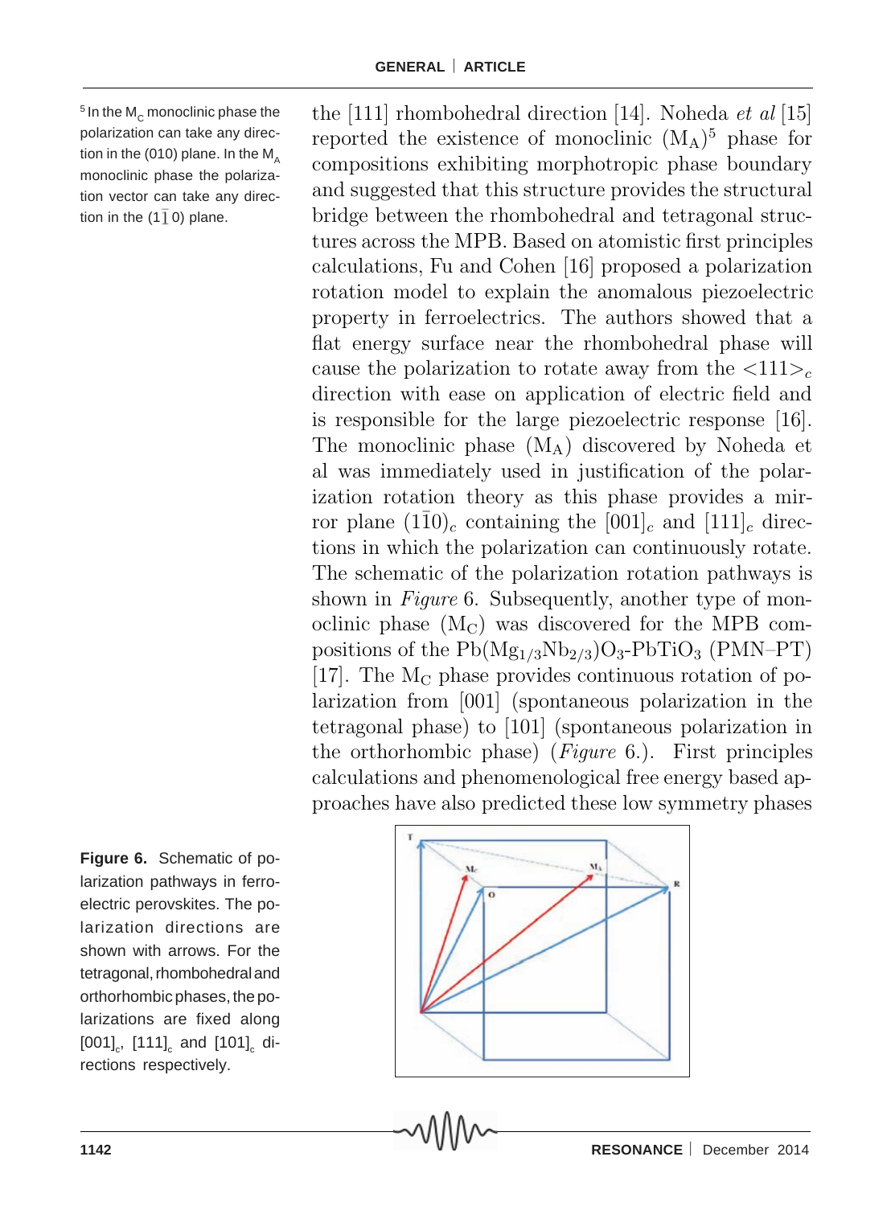the [111] rhombohedral direction [14]. Noheda *et al* [15] reported the existence of monoclinic ($M_A$)[5] phase for compositions exhibiting morphotropic phase boundary and suggested that this structure provides the structural bridge between the rhombohedral and tetragonal structures across the MPB. Based on atomistic first principles calculations, Fu and Cohen [16] proposed a polarization rotation model to explain the anomalous piezoelectric property in ferroelectrics. The authors showed that a flat energy surface near the rhombohedral phase will cause the polarization to rotate away from the $<111>_c$ direction with ease on application of electric field and is responsible for the large piezoelectric response [16]. The monoclinic phase ($M_A$) discovered by Noheda et al was immediately used in justification of the polarization rotation theory as this phase provides a mirror plane $(1\bar{1}0)_c$ containing the $[001]_c$ and $[111]_c$ directions in which the polarization can continuously rotate. The schematic of the polarization rotation pathways is shown in *Figure* 6. Subsequently, another type of monoclinic phase ($M_C$) was discovered for the MPB compositions of the $Pb(Mg_{1/3}Nb_{2/3})O_3$-$PbTiO_3$ (PMN–PT) [17]. The $M_C$ phase provides continuous rotation of polarization from [001] (spontaneous polarization in the tetragonal phase) to [101] (spontaneous polarization in the orthorhombic phase) (*Figure* 6.). First principles calculations and phenomenological free energy based approaches have also predicted these low symmetry phases

[5] In the $M_C$ monoclinic phase the polarization can take any direction in the (010) plane. In the $M_A$ monoclinic phase the polarization vector can take any direction in the $(1\bar{1}0)$ plane.

**Figure 6.** Schematic of polarization pathways in ferroelectric perovskites. The polarization directions are shown with arrows. For the tetragonal, rhombohedral and orthorhombic phases, the polarizations are fixed along $[001]_c$, $[111]_c$ and $[101]_c$ directions respectively.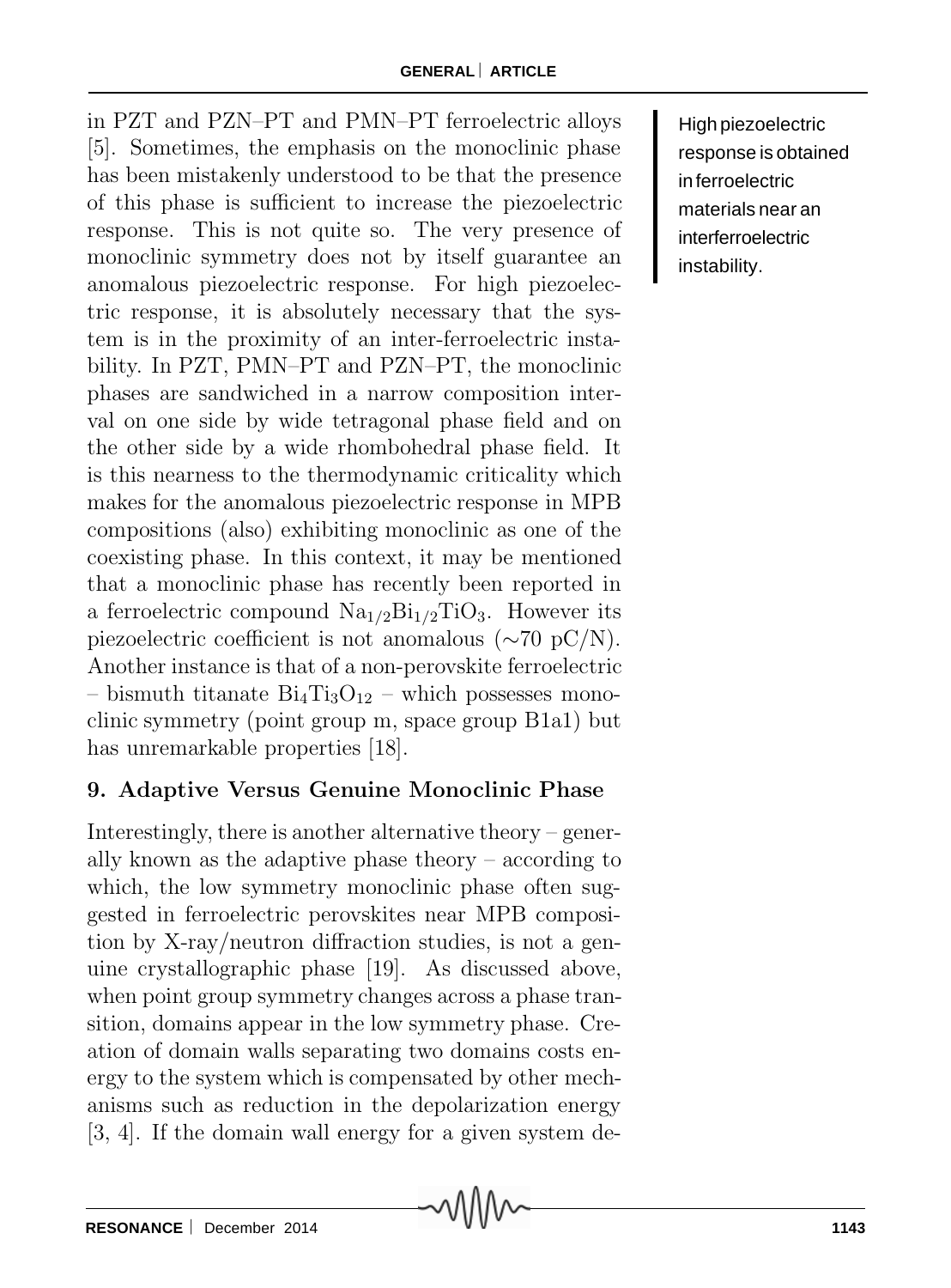in PZT and PZN–PT and PMN–PT ferroelectric alloys [5]. Sometimes, the emphasis on the monoclinic phase has been mistakenly understood to be that the presence of this phase is sufficient to increase the piezoelectric response. This is not quite so. The very presence of monoclinic symmetry does not by itself guarantee an anomalous piezoelectric response. For high piezoelectric response, it is absolutely necessary that the system is in the proximity of an inter-ferroelectric instability. In PZT, PMN–PT and PZN–PT, the monoclinic phases are sandwiched in a narrow composition interval on one side by wide tetragonal phase field and on the other side by a wide rhombohedral phase field. It is this nearness to the thermodynamic criticality which makes for the anomalous piezoelectric response in MPB compositions (also) exhibiting monoclinic as one of the coexisting phase. In this context, it may be mentioned that a monoclinic phase has recently been reported in a ferroelectric compound $Na_{1/2}Bi_{1/2}TiO_3$. However its piezoelectric coefficient is not anomalous (~70 pC/N). Another instance is that of a non-perovskite ferroelectric – bismuth titanate $Bi_4Ti_3O_{12}$ – which possesses monoclinic symmetry (point group m, space group B1a1) but has unremarkable properties [18].

High piezoelectric response is obtained in ferroelectric materials near an interferroelectric instability.

## 9. Adaptive Versus Genuine Monoclinic Phase

Interestingly, there is another alternative theory – generally known as the adaptive phase theory – according to which, the low symmetry monoclinic phase often suggested in ferroelectric perovskites near MPB composition by X-ray/neutron diffraction studies, is not a genuine crystallographic phase [19]. As discussed above, when point group symmetry changes across a phase transition, domains appear in the low symmetry phase. Creation of domain walls separating two domains costs energy to the system which is compensated by other mechanisms such as reduction in the depolarization energy [3, 4]. If the domain wall energy for a given system de-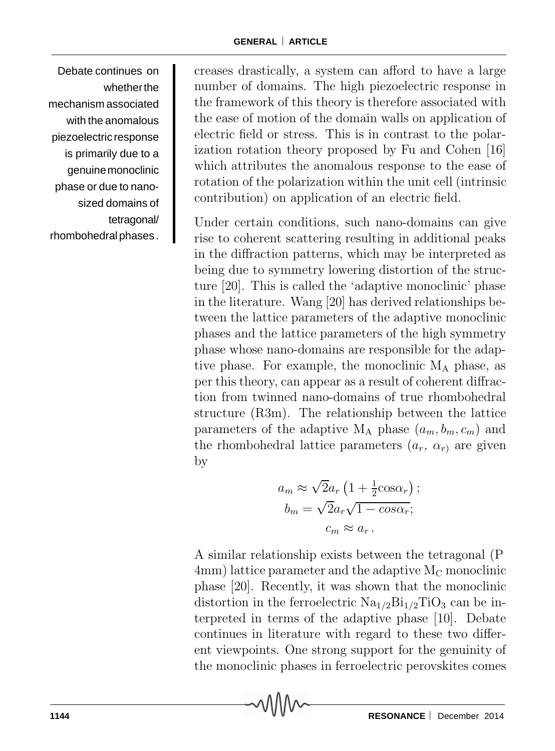> Debate continues on whether the mechanism associated with the anomalous piezoelectric response is primarily due to a genuine monoclinic phase or due to nano-sized domains of tetragonal/ rhombohedral phases.

creases drastically, a system can afford to have a large number of domains. The high piezoelectric response in the framework of this theory is therefore associated with the ease of motion of the domain walls on application of electric field or stress. This is in contrast to the polarization rotation theory proposed by Fu and Cohen [16] which attributes the anomalous response to the ease of rotation of the polarization within the unit cell (intrinsic contribution) on application of an electric field.

Under certain conditions, such nano-domains can give rise to coherent scattering resulting in additional peaks in the diffraction patterns, which may be interpreted as being due to symmetry lowering distortion of the structure [20]. This is called the 'adaptive monoclinic' phase in the literature. Wang [20] has derived relationships between the lattice parameters of the adaptive monoclinic phases and the lattice parameters of the high symmetry phase whose nano-domains are responsible for the adaptive phase. For example, the monoclinic $M_A$ phase, as per this theory, can appear as a result of coherent diffraction from twinned nano-domains of true rhombohedral structure (R3m). The relationship between the lattice parameters of the adaptive $M_A$ phase $(a_m, b_m, c_m)$ and the rhombohedral lattice parameters $(a_r,\ \alpha_r)$ are given by

$$a_m \approx \sqrt{2}a_r\left(1 + \tfrac{1}{2}\cos\alpha_r\right);$$
$$b_m = \sqrt{2}a_r\sqrt{1 - cos\alpha_r};$$
$$c_m \approx a_r\,.$$

A similar relationship exists between the tetragonal (P 4mm) lattice parameter and the adaptive $M_C$ monoclinic phase [20]. Recently, it was shown that the monoclinic distortion in the ferroelectric $Na_{1/2}Bi_{1/2}TiO_3$ can be interpreted in terms of the adaptive phase [10]. Debate continues in literature with regard to these two different viewpoints. One strong support for the genuinity of the monoclinic phases in ferroelectric perovskites comes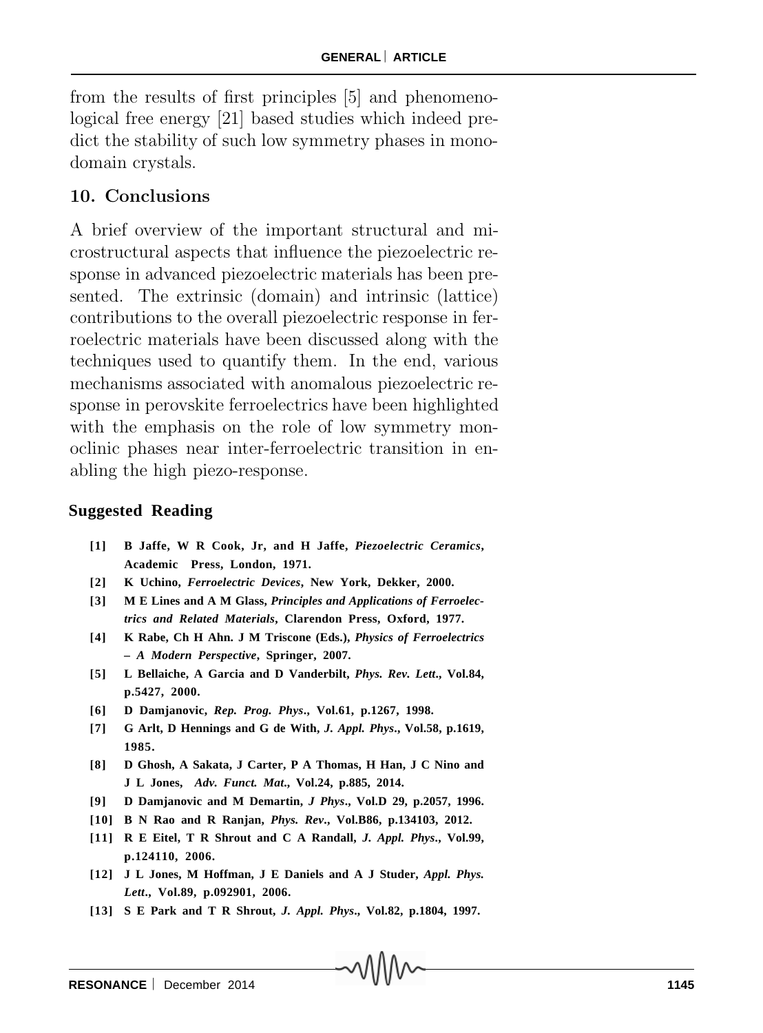from the results of first principles [5] and phenomenological free energy [21] based studies which indeed predict the stability of such low symmetry phases in monodomain crystals.

## 10. Conclusions

A brief overview of the important structural and microstructural aspects that influence the piezoelectric response in advanced piezoelectric materials has been presented. The extrinsic (domain) and intrinsic (lattice) contributions to the overall piezoelectric response in ferroelectric materials have been discussed along with the techniques used to quantify them. In the end, various mechanisms associated with anomalous piezoelectric response in perovskite ferroelectrics have been highlighted with the emphasis on the role of low symmetry monoclinic phases near inter-ferroelectric transition in enabling the high piezo-response.

## Suggested Reading

- **[1]** **B Jaffe, W R Cook, Jr, and H Jaffe, *Piezoelectric Ceramics*, Academic Press, London, 1971.**
- **[2]** **K Uchino, *Ferroelectric Devices*, New York, Dekker, 2000.**
- **[3]** **M E Lines and A M Glass, *Principles and Applications of Ferroelectrics and Related Materials*, Clarendon Press, Oxford, 1977.**
- **[4]** **K Rabe, Ch H Ahn. J M Triscone (Eds.), *Physics of Ferroelectrics – A Modern Perspective*, Springer, 2007.**
- **[5]** **L Bellaiche, A Garcia and D Vanderbilt, *Phys. Rev. Lett*., Vol.84, p.5427, 2000.**
- **[6]** **D Damjanovic, *Rep. Prog. Phys*., Vol.61, p.1267, 1998.**
- **[7]** **G Arlt, D Hennings and G de With, *J. Appl. Phys*., Vol.58, p.1619, 1985.**
- **[8]** **D Ghosh, A Sakata, J Carter, P A Thomas, H Han, J C Nino and J L Jones, *Adv. Funct. Mat*., Vol.24, p.885, 2014.**
- **[9]** **D Damjanovic and M Demartin, *J Phys*., Vol.D 29, p.2057, 1996.**
- **[10]** **B N Rao and R Ranjan, *Phys. Rev*., Vol.B86, p.134103, 2012.**
- **[11]** **R E Eitel, T R Shrout and C A Randall, *J. Appl. Phys*., Vol.99, p.124110, 2006.**
- **[12]** **J L Jones, M Hoffman, J E Daniels and A J Studer, *Appl. Phys. Lett*., Vol.89, p.092901, 2006.**
- **[13]** **S E Park and T R Shrout, *J. Appl. Phys*., Vol.82, p.1804, 1997.**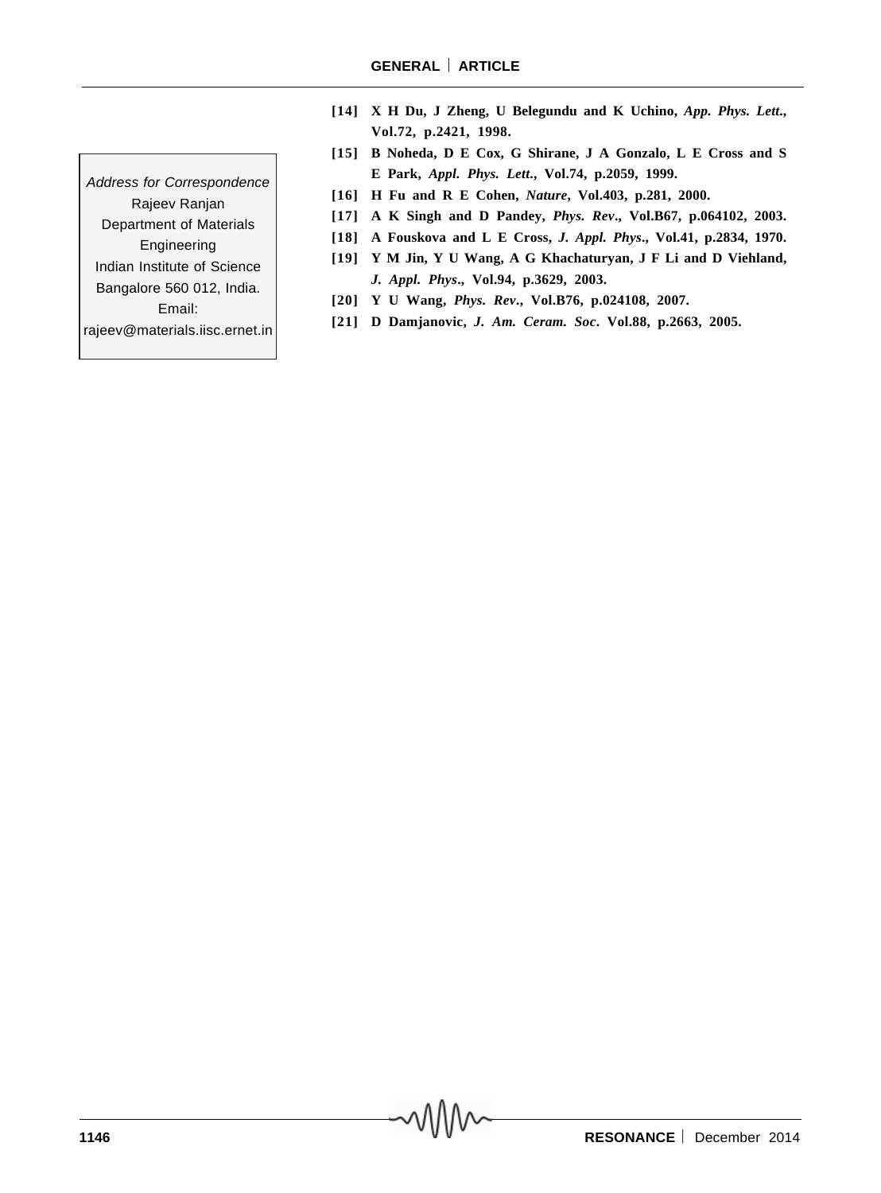**[14] X H Du, J Zheng, U Belegundu and K Uchino, *App. Phys. Lett.*, Vol.72, p.2421, 1998.**

**[15] B Noheda, D E Cox, G Shirane, J A Gonzalo, L E Cross and S E Park, *Appl. Phys. Lett.*, Vol.74, p.2059, 1999.**

**[16] H Fu and R E Cohen, *Nature*, Vol.403, p.281, 2000.**

**[17] A K Singh and D Pandey, *Phys. Rev*., Vol.B67, p.064102, 2003.**

**[18] A Fouskova and L E Cross, *J. Appl. Phys*., Vol.41, p.2834, 1970.**

**[19] Y M Jin, Y U Wang, A G Khachaturyan, J F Li and D Viehland, *J. Appl. Phys*., Vol.94, p.3629, 2003.**

**[20] Y U Wang, *Phys. Rev*., Vol.B76, p.024108, 2007.**

**[21] D Damjanovic, *J. Am. Ceram. Soc*. Vol.88, p.2663, 2005.**

*Address for Correspondence*
Rajeev Ranjan
Department of Materials Engineering
Indian Institute of Science
Bangalore 560 012, India.
Email:
rajeev@materials.iisc.ernet.in